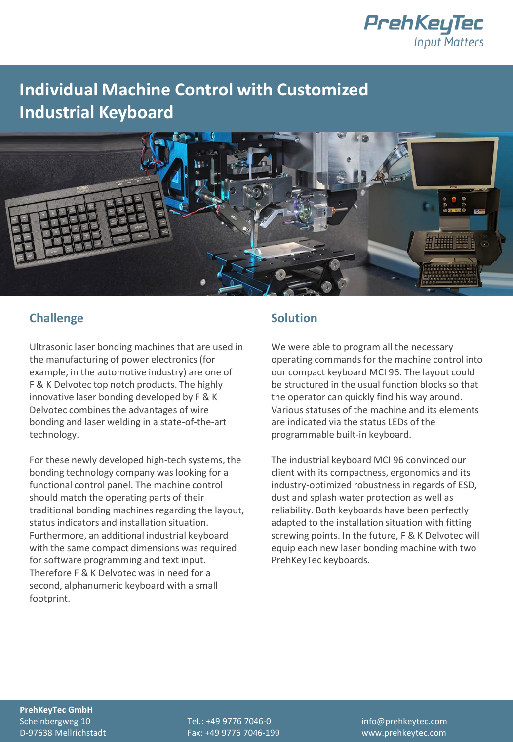PrehKeyTec
Input Matters

# Individual Machine Control with Customized Industrial Keyboard

## Challenge

Ultrasonic laser bonding machines that are used in the manufacturing of power electronics (for example, in the automotive industry) are one of F & K Delvotec top notch products. The highly innovative laser bonding developed by F & K Delvotec combines the advantages of wire bonding and laser welding in a state-of-the-art technology.

For these newly developed high-tech systems, the bonding technology company was looking for a functional control panel. The machine control should match the operating parts of their traditional bonding machines regarding the layout, status indicators and installation situation. Furthermore, an additional industrial keyboard with the same compact dimensions was required for software programming and text input. Therefore F & K Delvotec was in need for a second, alphanumeric keyboard with a small footprint.

## Solution

We were able to program all the necessary operating commands for the machine control into our compact keyboard MCI 96. The layout could be structured in the usual function blocks so that the operator can quickly find his way around. Various statuses of the machine and its elements are indicated via the status LEDs of the programmable built-in keyboard.

The industrial keyboard MCI 96 convinced our client with its compactness, ergonomics and its industry-optimized robustness in regards of ESD, dust and splash water protection as well as reliability. Both keyboards have been perfectly adapted to the installation situation with fitting screwing points. In the future, F & K Delvotec will equip each new laser bonding machine with two PrehKeyTec keyboards.

**PrehKeyTec GmbH**
Scheinbergweg 10
D-97638 Mellrichstadt

Tel.: +49 9776 7046-0
Fax: +49 9776 7046-199

info@prehkeytec.com
www.prehkeytec.com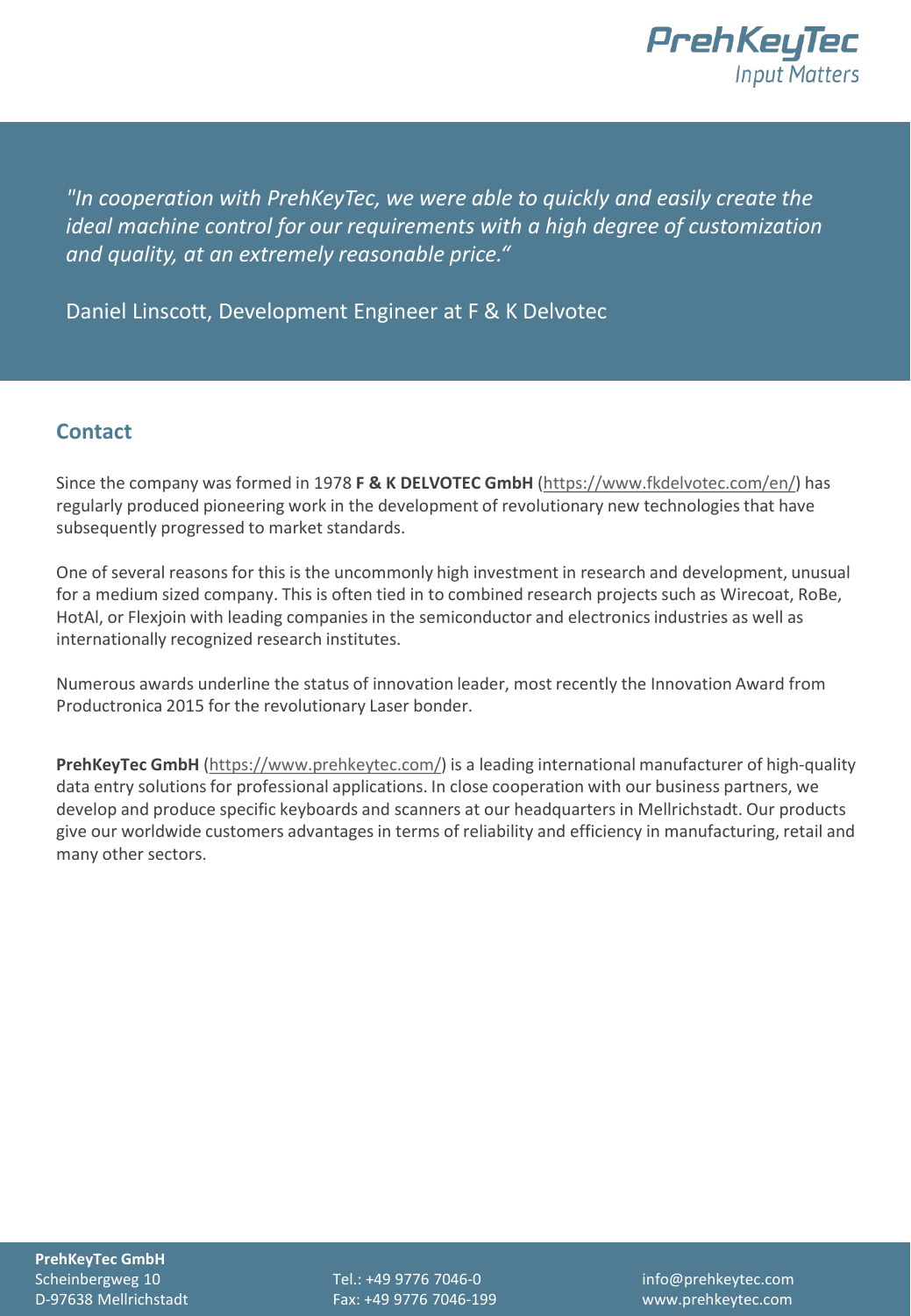*"In cooperation with PrehKeyTec, we were able to quickly and easily create the ideal machine control for our requirements with a high degree of customization and quality, at an extremely reasonable price."*

Daniel Linscott, Development Engineer at F & K Delvotec

## Contact

Since the company was formed in 1978 **F & K DELVOTEC GmbH** (https://www.fkdelvotec.com/en/) has regularly produced pioneering work in the development of revolutionary new technologies that have subsequently progressed to market standards.

One of several reasons for this is the uncommonly high investment in research and development, unusual for a medium sized company. This is often tied in to combined research projects such as Wirecoat, RoBe, HotAl, or Flexjoin with leading companies in the semiconductor and electronics industries as well as internationally recognized research institutes.

Numerous awards underline the status of innovation leader, most recently the Innovation Award from Productronica 2015 for the revolutionary Laser bonder.

**PrehKeyTec GmbH** (https://www.prehkeytec.com/) is a leading international manufacturer of high-quality data entry solutions for professional applications. In close cooperation with our business partners, we develop and produce specific keyboards and scanners at our headquarters in Mellrichstadt. Our products give our worldwide customers advantages in terms of reliability and efficiency in manufacturing, retail and many other sectors.